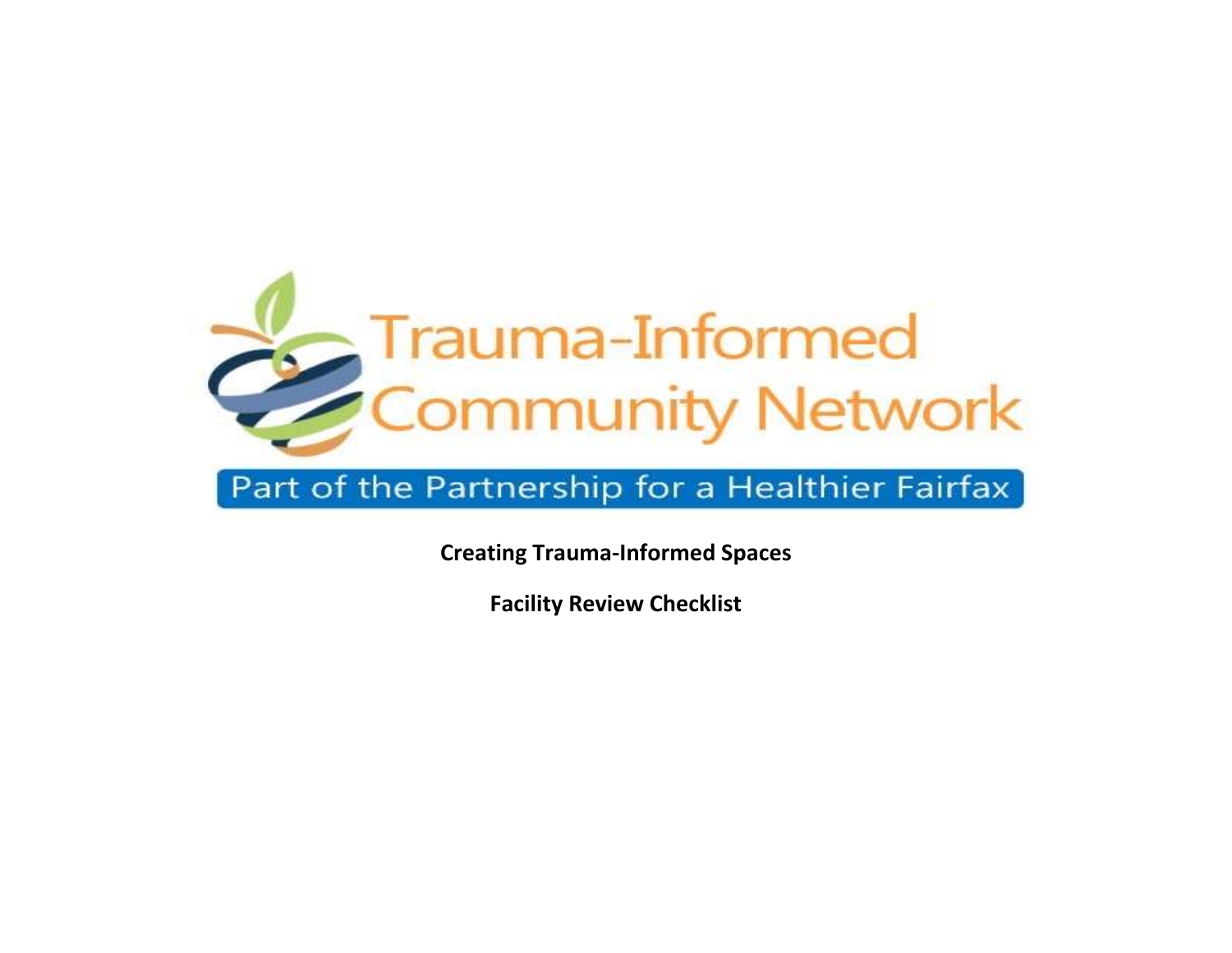Trauma-Informed Community Network

Part of the Partnership for a Healthier Fairfax

**Creating Trauma-Informed Spaces**

**Facility Review Checklist**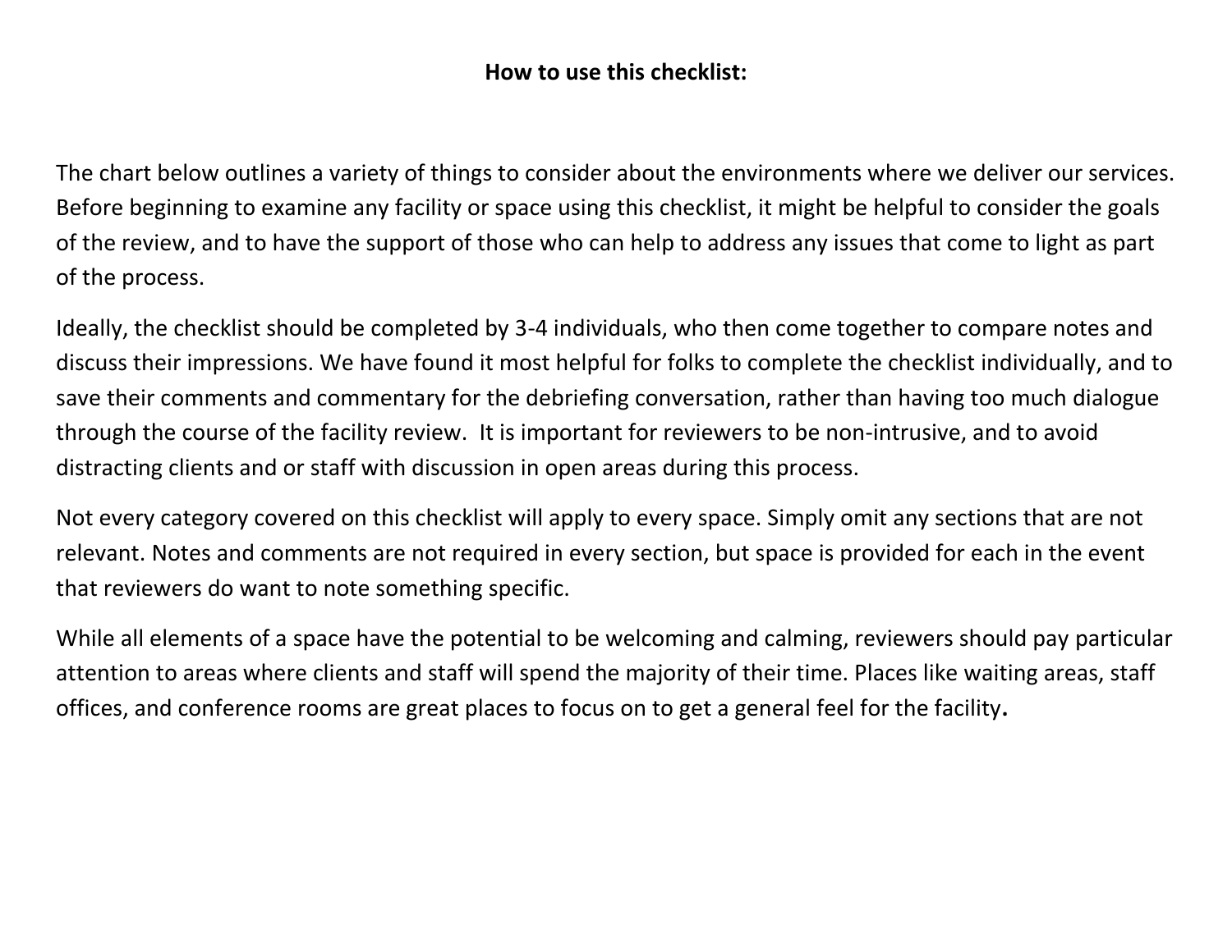## How to use this checklist:

The chart below outlines a variety of things to consider about the environments where we deliver our services. Before beginning to examine any facility or space using this checklist, it might be helpful to consider the goals of the review, and to have the support of those who can help to address any issues that come to light as part of the process.

Ideally, the checklist should be completed by 3-4 individuals, who then come together to compare notes and discuss their impressions. We have found it most helpful for folks to complete the checklist individually, and to save their comments and commentary for the debriefing conversation, rather than having too much dialogue through the course of the facility review. It is important for reviewers to be non-intrusive, and to avoid distracting clients and or staff with discussion in open areas during this process.

Not every category covered on this checklist will apply to every space. Simply omit any sections that are not relevant. Notes and comments are not required in every section, but space is provided for each in the event that reviewers do want to note something specific.

While all elements of a space have the potential to be welcoming and calming, reviewers should pay particular attention to areas where clients and staff will spend the majority of their time. Places like waiting areas, staff offices, and conference rooms are great places to focus on to get a general feel for the facility.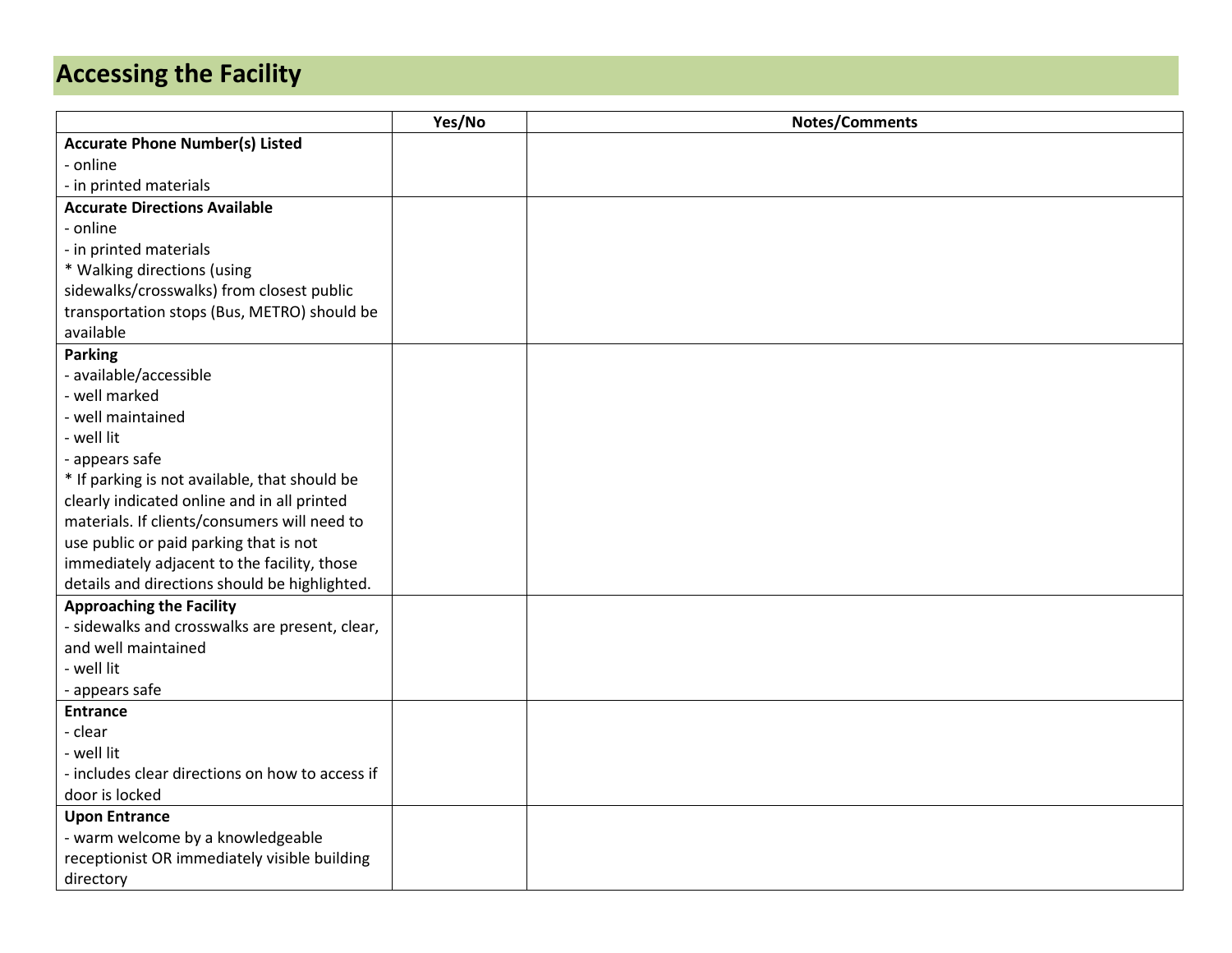## Accessing the Facility

| | Yes/No | Notes/Comments |
|---|---|---|
| **Accurate Phone Number(s) Listed**<br>- online<br>- in printed materials | | |
| **Accurate Directions Available**<br>- online<br>- in printed materials<br>* Walking directions (using sidewalks/crosswalks) from closest public transportation stops (Bus, METRO) should be available | | |
| **Parking**<br>- available/accessible<br>- well marked<br>- well maintained<br>- well lit<br>- appears safe<br>* If parking is not available, that should be clearly indicated online and in all printed materials. If clients/consumers will need to use public or paid parking that is not immediately adjacent to the facility, those details and directions should be highlighted. | | |
| **Approaching the Facility**<br>- sidewalks and crosswalks are present, clear, and well maintained<br>- well lit<br>- appears safe | | |
| **Entrance**<br>- clear<br>- well lit<br>- includes clear directions on how to access if door is locked | | |
| **Upon Entrance**<br>- warm welcome by a knowledgeable receptionist OR immediately visible building directory | | |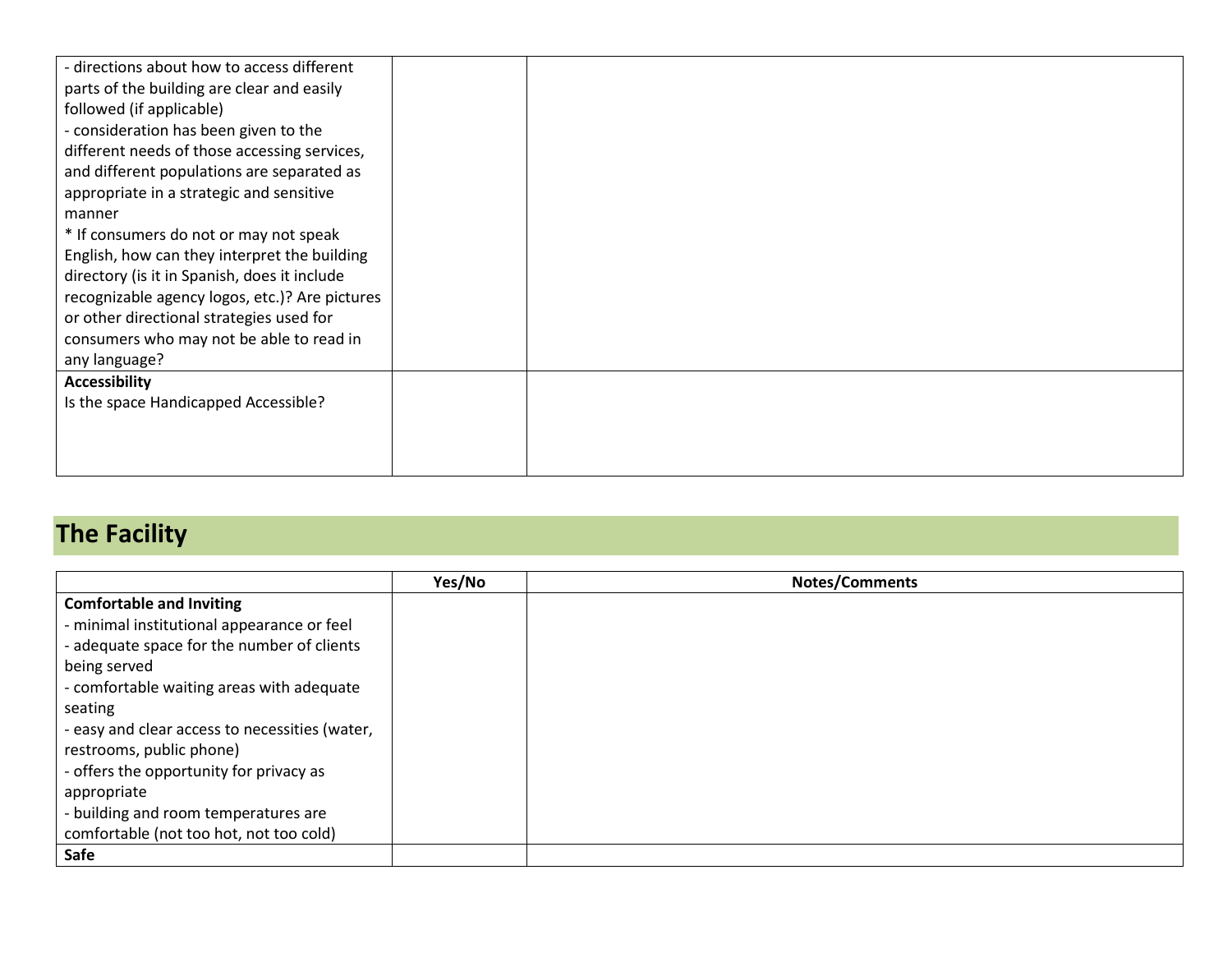| | | |
|---|---|---|
| - directions about how to access different parts of the building are clear and easily followed (if applicable)<br>- consideration has been given to the different needs of those accessing services, and different populations are separated as appropriate in a strategic and sensitive manner<br>* If consumers do not or may not speak English, how can they interpret the building directory (is it in Spanish, does it include recognizable agency logos, etc.)? Are pictures or other directional strategies used for consumers who may not be able to read in any language? | | |
| **Accessibility**<br>Is the space Handicapped Accessible? | | |

## The Facility

| | Yes/No | Notes/Comments |
|---|---|---|
| **Comfortable and Inviting**<br>- minimal institutional appearance or feel<br>- adequate space for the number of clients being served<br>- comfortable waiting areas with adequate seating<br>- easy and clear access to necessities (water, restrooms, public phone)<br>- offers the opportunity for privacy as appropriate<br>- building and room temperatures are comfortable (not too hot, not too cold) | | |
| **Safe** | | |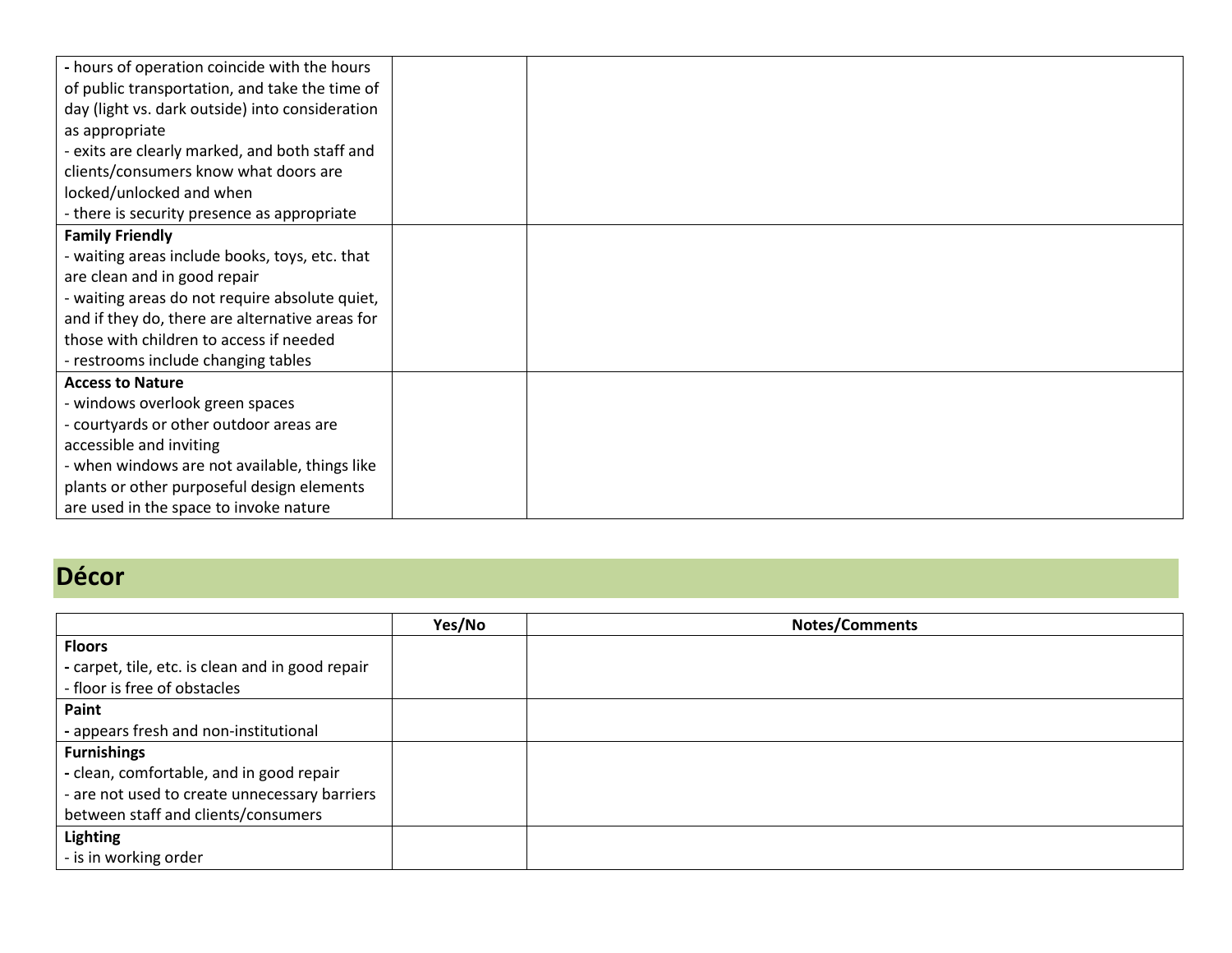| | | |
|---|---|---|
| - hours of operation coincide with the hours of public transportation, and take the time of day (light vs. dark outside) into consideration as appropriate<br>- exits are clearly marked, and both staff and clients/consumers know what doors are locked/unlocked and when<br>- there is security presence as appropriate | | |
| **Family Friendly**<br>- waiting areas include books, toys, etc. that are clean and in good repair<br>- waiting areas do not require absolute quiet, and if they do, there are alternative areas for those with children to access if needed<br>- restrooms include changing tables | | |
| **Access to Nature**<br>- windows overlook green spaces<br>- courtyards or other outdoor areas are accessible and inviting<br>- when windows are not available, things like plants or other purposeful design elements are used in the space to invoke nature | | |

## Décor

| | Yes/No | Notes/Comments |
|---|---|---|
| **Floors**<br>- carpet, tile, etc. is clean and in good repair<br>- floor is free of obstacles | | |
| **Paint**<br>- appears fresh and non-institutional | | |
| **Furnishings**<br>- clean, comfortable, and in good repair<br>- are not used to create unnecessary barriers between staff and clients/consumers | | |
| **Lighting**<br>- is in working order | | |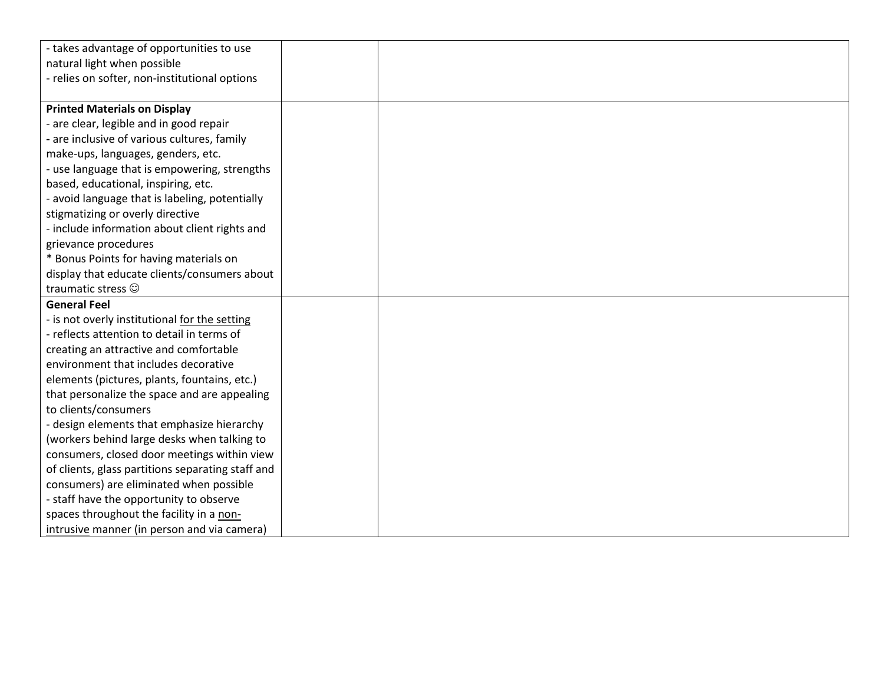| | | |
|---|---|---|
| - takes advantage of opportunities to use natural light when possible<br>- relies on softer, non-institutional options | | |
| **Printed Materials on Display**<br>- are clear, legible and in good repair<br>- are inclusive of various cultures, family make-ups, languages, genders, etc.<br>- use language that is empowering, strengths based, educational, inspiring, etc.<br>- avoid language that is labeling, potentially stigmatizing or overly directive<br>- include information about client rights and grievance procedures<br>* Bonus Points for having materials on display that educate clients/consumers about traumatic stress ☺ | | |
| **General Feel**<br>- is not overly institutional <u>for the setting</u><br>- reflects attention to detail in terms of creating an attractive and comfortable environment that includes decorative elements (pictures, plants, fountains, etc.) that personalize the space and are appealing to clients/consumers<br>- design elements that emphasize hierarchy (workers behind large desks when talking to consumers, closed door meetings within view of clients, glass partitions separating staff and consumers) are eliminated when possible<br>- staff have the opportunity to observe spaces throughout the facility in a <u>non-intrusive</u> manner (in person and via camera) | | |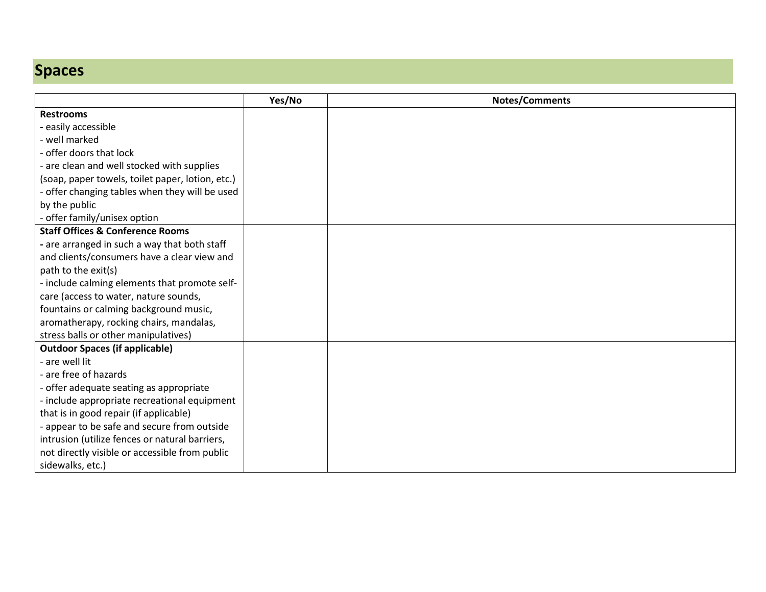## Spaces

| | Yes/No | Notes/Comments |
|---|---|---|
| **Restrooms**<br>- easily accessible<br>- well marked<br>- offer doors that lock<br>- are clean and well stocked with supplies (soap, paper towels, toilet paper, lotion, etc.)<br>- offer changing tables when they will be used by the public<br>- offer family/unisex option | | |
| **Staff Offices & Conference Rooms**<br>- are arranged in such a way that both staff and clients/consumers have a clear view and path to the exit(s)<br>- include calming elements that promote self-care (access to water, nature sounds, fountains or calming background music, aromatherapy, rocking chairs, mandalas, stress balls or other manipulatives) | | |
| **Outdoor Spaces (if applicable)**<br>- are well lit<br>- are free of hazards<br>- offer adequate seating as appropriate<br>- include appropriate recreational equipment that is in good repair (if applicable)<br>- appear to be safe and secure from outside intrusion (utilize fences or natural barriers, not directly visible or accessible from public sidewalks, etc.) | | |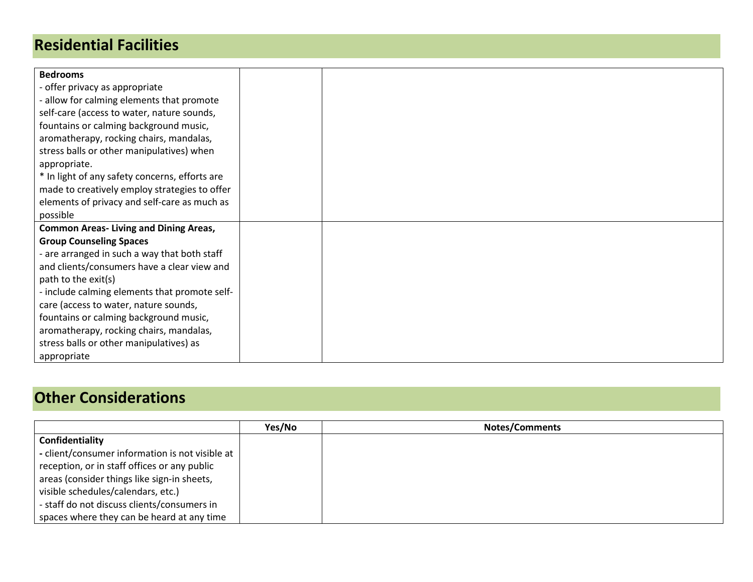## Residential Facilities

| | | |
|---|---|---|
| **Bedrooms**<br>- offer privacy as appropriate<br>- allow for calming elements that promote self-care (access to water, nature sounds, fountains or calming background music, aromatherapy, rocking chairs, mandalas, stress balls or other manipulatives) when appropriate.<br>* In light of any safety concerns, efforts are made to creatively employ strategies to offer elements of privacy and self-care as much as possible | | |
| **Common Areas- Living and Dining Areas, Group Counseling Spaces**<br>- are arranged in such a way that both staff and clients/consumers have a clear view and path to the exit(s)<br>- include calming elements that promote self-care (access to water, nature sounds, fountains or calming background music, aromatherapy, rocking chairs, mandalas, stress balls or other manipulatives) as appropriate | | |

## Other Considerations

| | Yes/No | Notes/Comments |
|---|---|---|
| **Confidentiality**<br>**-** client/consumer information is not visible at reception, or in staff offices or any public areas (consider things like sign-in sheets, visible schedules/calendars, etc.)<br>- staff do not discuss clients/consumers in spaces where they can be heard at any time | | |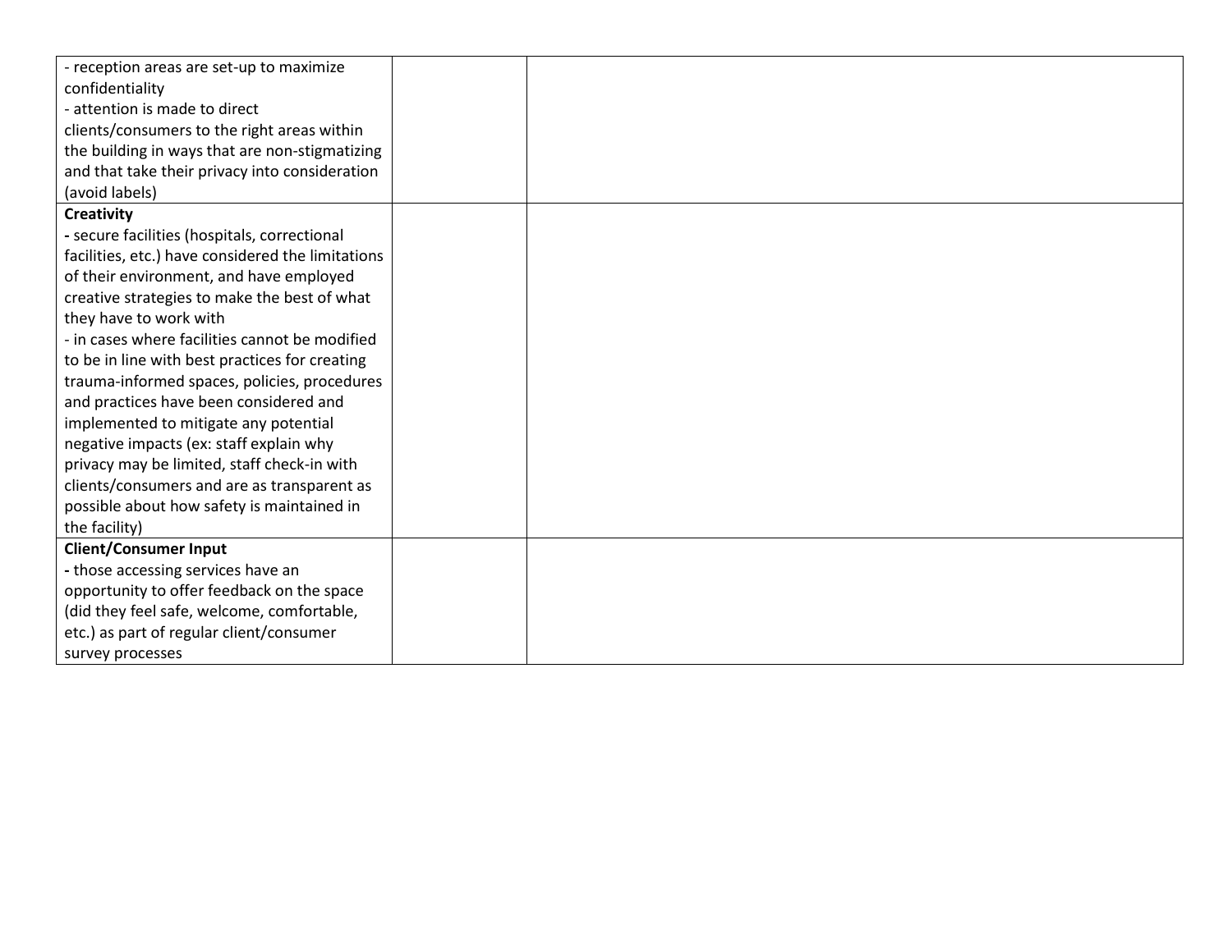| | | |
|---|---|---|
| - reception areas are set-up to maximize confidentiality<br>- attention is made to direct clients/consumers to the right areas within the building in ways that are non-stigmatizing and that take their privacy into consideration (avoid labels) | | |
| **Creativity**<br>- secure facilities (hospitals, correctional facilities, etc.) have considered the limitations of their environment, and have employed creative strategies to make the best of what they have to work with<br>- in cases where facilities cannot be modified to be in line with best practices for creating trauma-informed spaces, policies, procedures and practices have been considered and implemented to mitigate any potential negative impacts (ex: staff explain why privacy may be limited, staff check-in with clients/consumers and are as transparent as possible about how safety is maintained in the facility) | | |
| **Client/Consumer Input**<br>- those accessing services have an opportunity to offer feedback on the space (did they feel safe, welcome, comfortable, etc.) as part of regular client/consumer survey processes | | |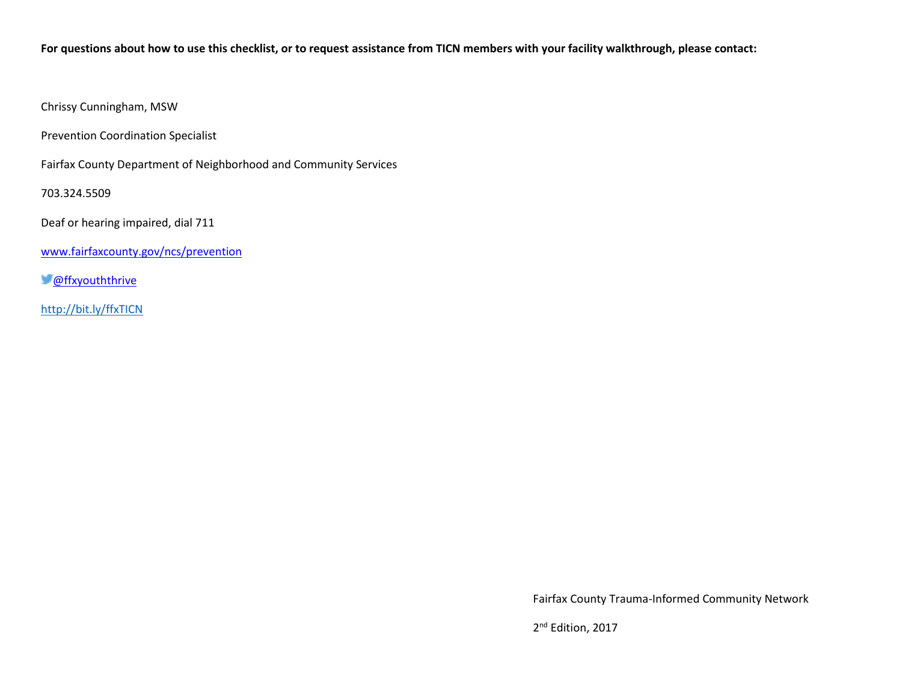**For questions about how to use this checklist, or to request assistance from TICN members with your facility walkthrough, please contact:**

Chrissy Cunningham, MSW

Prevention Coordination Specialist

Fairfax County Department of Neighborhood and Community Services

703.324.5509

Deaf or hearing impaired, dial 711

www.fairfaxcounty.gov/ncs/prevention

@ffxyouththrive

http://bit.ly/ffxTICN

Fairfax County Trauma-Informed Community Network

2nd Edition, 2017